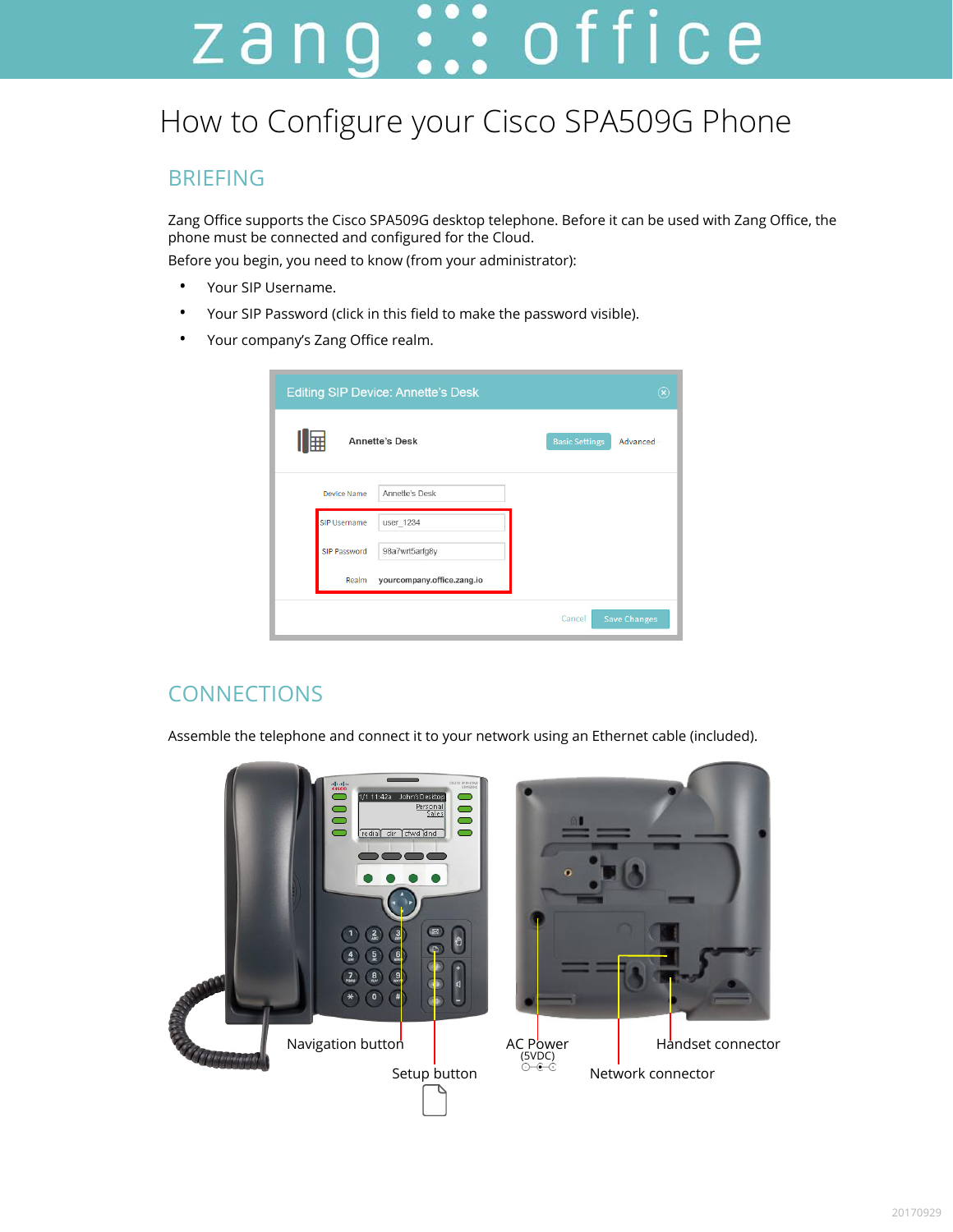# How to Configure your Cisco SPA509G Phone

## BRIEFING

Zang Office supports the Cisco SPA509G desktop telephone. Before it can be used with Zang Office, the phone must be connected and configured for the Cloud.

Before you begin, you need to know (from your administrator):

- Your SIP Username.
- Your SIP Password (click in this field to make the password visible).
- Your company's Zang Office realm.

## CONNECTIONS

Assemble the telephone and connect it to your network using an Ethernet cable (included).

Navigation button

Setup button

AC Power (5VDC)

Handset connector

Network connector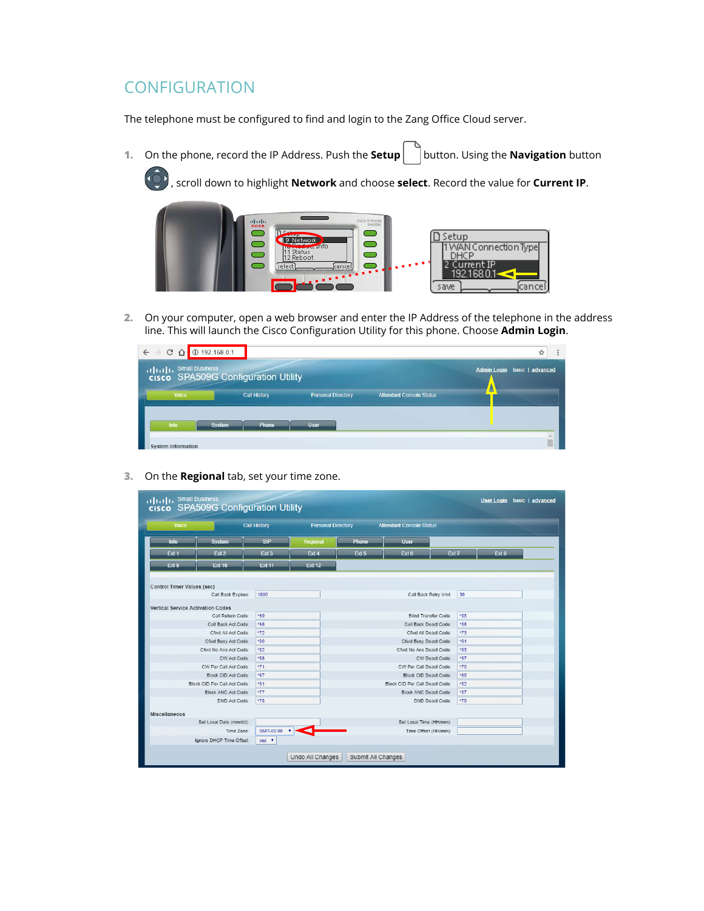# CONFIGURATION

The telephone must be configured to find and login to the Zang Office Cloud server.

1. On the phone, record the IP Address. Push the **Setup** button. Using the **Navigation** button, scroll down to highlight **Network** and choose **select**. Record the value for **Current IP**.

2. On your computer, open a web browser and enter the IP Address of the telephone in the address line. This will launch the Cisco Configuration Utility for this phone. Choose **Admin Login**.

3. On the **Regional** tab, set your time zone.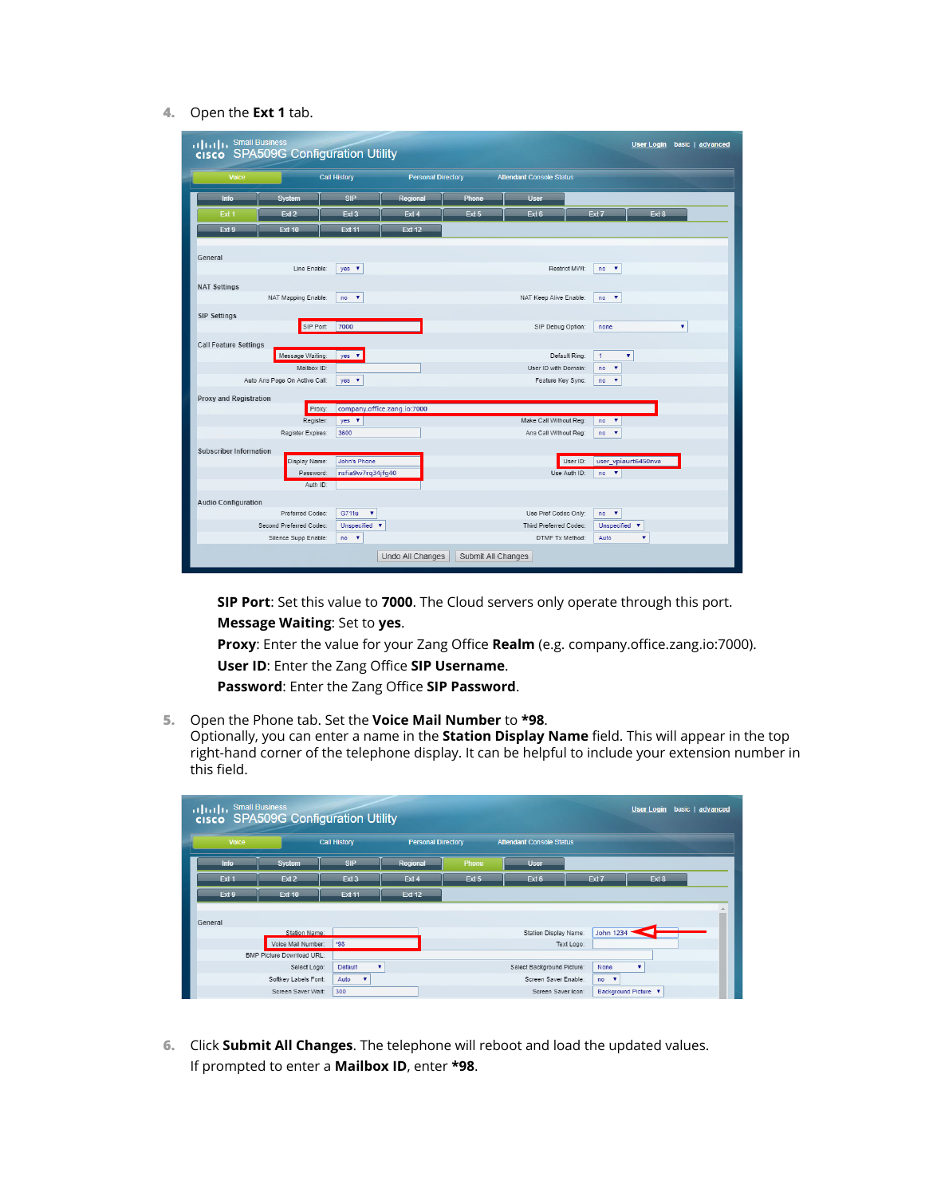4. Open the **Ext 1** tab.

   **SIP Port**: Set this value to **7000**. The Cloud servers only operate through this port.
   **Message Waiting**: Set to **yes**.
   **Proxy**: Enter the value for your Zang Office **Realm** (e.g. company.office.zang.io:7000).
   **User ID**: Enter the Zang Office **SIP Username**.
   **Password**: Enter the Zang Office **SIP Password**.

5. Open the Phone tab. Set the **Voice Mail Number** to ***98**.
   Optionally, you can enter a name in the **Station Display Name** field. This will appear in the top right-hand corner of the telephone display. It can be helpful to include your extension number in this field.

6. Click **Submit All Changes**. The telephone will reboot and load the updated values.
   If prompted to enter a **Mailbox ID**, enter ***98**.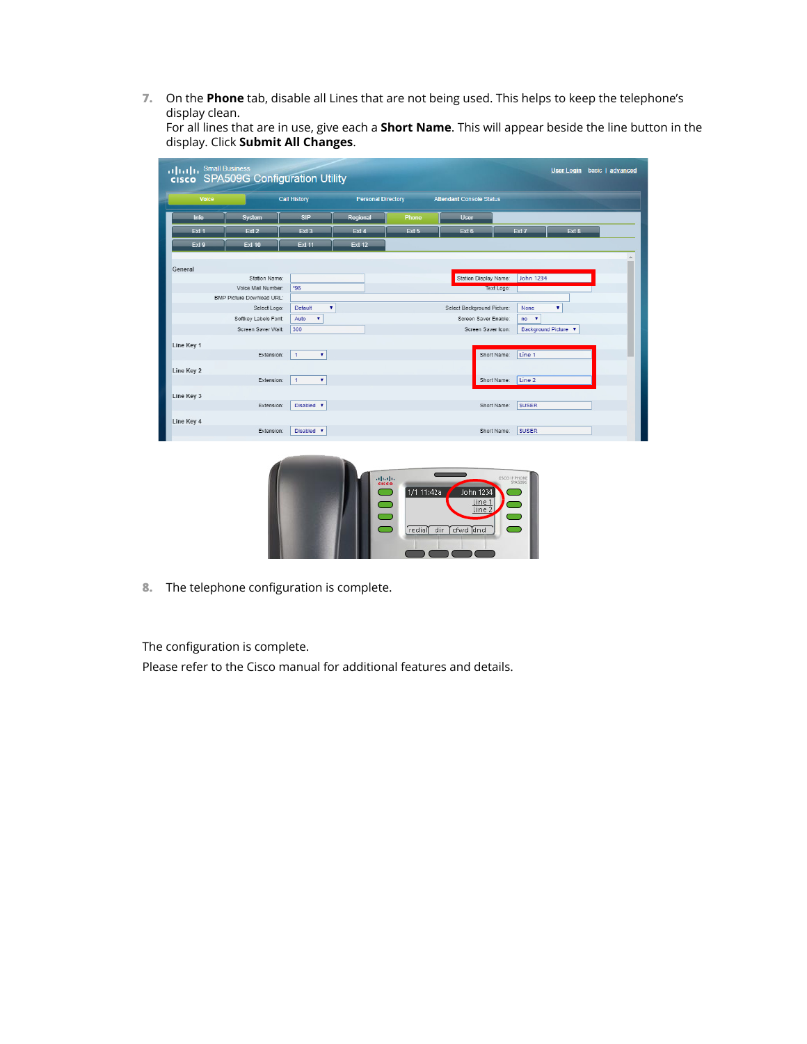7. On the **Phone** tab, disable all Lines that are not being used. This helps to keep the telephone's display clean.
   For all lines that are in use, give each a **Short Name**. This will appear beside the line button in the display. Click **Submit All Changes**.

8. The telephone configuration is complete.

The configuration is complete.

Please refer to the Cisco manual for additional features and details.